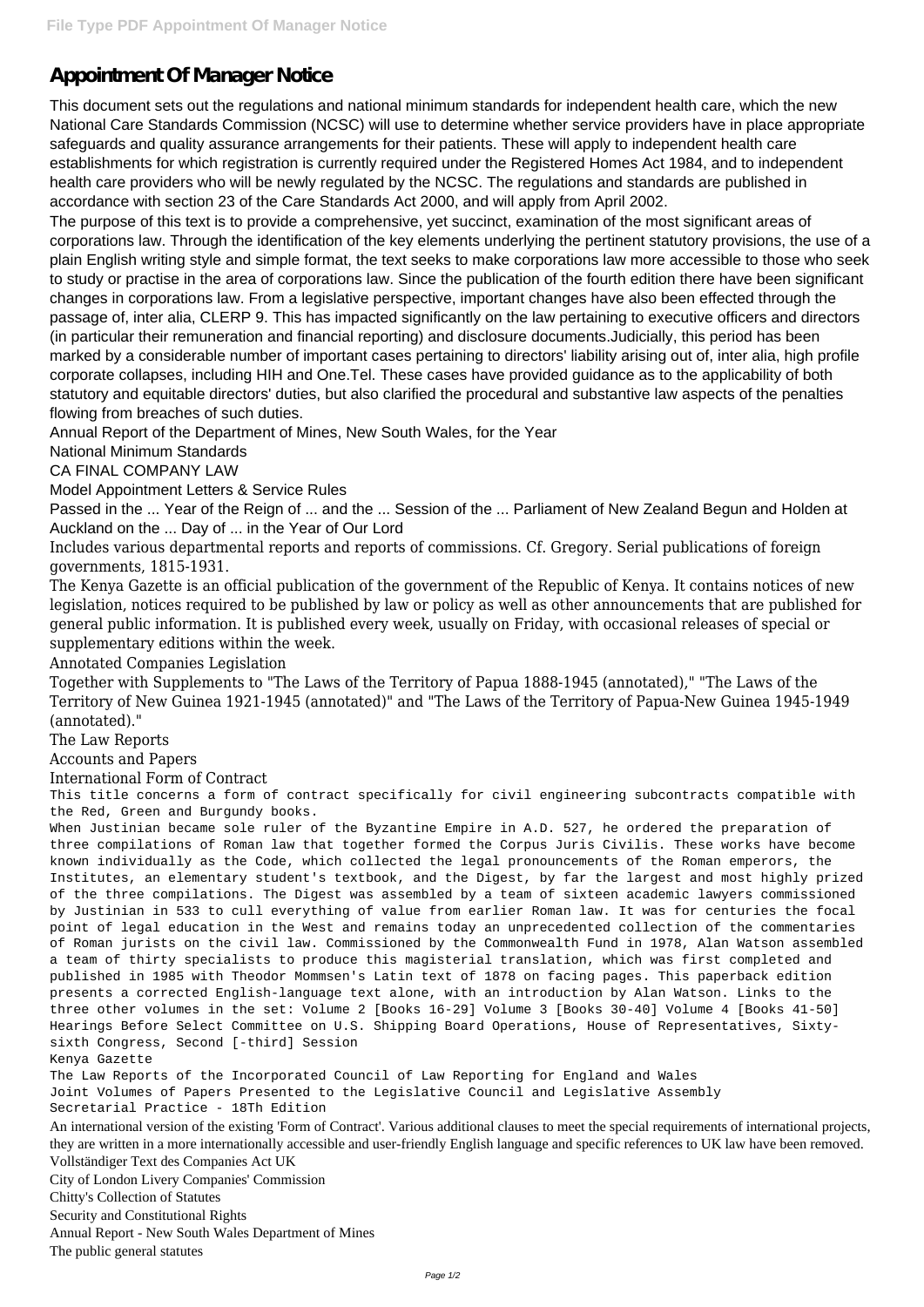# Appointment Of Manager Notice

This document sets out the regulations and national minimum standards for independent health care, which the new National Care Standards Commission (NCSC) will use to determine whether service providers have in place appropriate safeguards and quality assurance arrangements for their patients. These will apply to independent health care establishments for which registration is currently required under the Registered Homes Act 1984, and to independent health care providers who will be newly regulated by the NCSC. The regulations and standards are published in accordance with section 23 of the Care Standards Act 2000, and will apply from April 2002.

The purpose of this text is to provide a comprehensive, yet succinct, examination of the most significant areas of corporations law. Through the identification of the key elements underlying the pertinent statutory provisions, the use of a plain English writing style and simple format, the text seeks to make corporations law more accessible to those who seek to study or practise in the area of corporations law. Since the publication of the fourth edition there have been significant changes in corporations law. From a legislative perspective, important changes have also been effected through the passage of, inter alia, CLERP 9. This has impacted significantly on the law pertaining to executive officers and directors (in particular their remuneration and financial reporting) and disclosure documents.Judicially, this period has been marked by a considerable number of important cases pertaining to directors' liability arising out of, inter alia, high profile corporate collapses, including HIH and One.Tel. These cases have provided guidance as to the applicability of both statutory and equitable directors' duties, but also clarified the procedural and substantive law aspects of the penalties flowing from breaches of such duties.

Annual Report of the Department of Mines, New South Wales, for the Year

National Minimum Standards

CA FINAL COMPANY LAW

Model Appointment Letters & Service Rules

Passed in the ... Year of the Reign of ... and the ... Session of the ... Parliament of New Zealand Begun and Holden at Auckland on the ... Day of ... in the Year of Our Lord

Includes various departmental reports and reports of commissions. Cf. Gregory. Serial publications of foreign governments, 1815-1931.

The Kenya Gazette is an official publication of the government of the Republic of Kenya. It contains notices of new legislation, notices required to be published by law or policy as well as other announcements that are published for general public information. It is published every week, usually on Friday, with occasional releases of special or supplementary editions within the week.

Annotated Companies Legislation

Together with Supplements to "The Laws of the Territory of Papua 1888-1945 (annotated)," "The Laws of the Territory of New Guinea 1921-1945 (annotated)" and "The Laws of the Territory of Papua-New Guinea 1945-1949 (annotated)."

The Law Reports

Accounts and Papers

International Form of Contract

This title concerns a form of contract specifically for civil engineering subcontracts compatible with the Red, Green and Burgundy books.

When Justinian became sole ruler of the Byzantine Empire in A.D. 527, he ordered the preparation of three compilations of Roman law that together formed the Corpus Juris Civilis. These works have become known individually as the Code, which collected the legal pronouncements of the Roman emperors, the Institutes, an elementary student's textbook, and the Digest, by far the largest and most highly prized of the three compilations. The Digest was assembled by a team of sixteen academic lawyers commissioned by Justinian in 533 to cull everything of value from earlier Roman law. It was for centuries the focal point of legal education in the West and remains today an unprecedented collection of the commentaries of Roman jurists on the civil law. Commissioned by the Commonwealth Fund in 1978, Alan Watson assembled a team of thirty specialists to produce this magisterial translation, which was first completed and published in 1985 with Theodor Mommsen's Latin text of 1878 on facing pages. This paperback edition presents a corrected English-language text alone, with an introduction by Alan Watson. Links to the three other volumes in the set: Volume 2 [Books 16-29] Volume 3 [Books 30-40] Volume 4 [Books 41-50]

Hearings Before Select Committee on U.S. Shipping Board Operations, House of Representatives, Sixty-sixth Congress, Second [-third] Session

Kenya Gazette

The Law Reports of the Incorporated Council of Law Reporting for England and Wales

Joint Volumes of Papers Presented to the Legislative Council and Legislative Assembly

Secretarial Practice - 18Th Edition

An international version of the existing 'Form of Contract'. Various additional clauses to meet the special requirements of international projects, they are written in a more internationally accessible and user-friendly English language and specific references to UK law have been removed.

Vollständiger Text des Companies Act UK

City of London Livery Companies' Commission

Chitty's Collection of Statutes

Security and Constitutional Rights

Annual Report - New South Wales Department of Mines

The public general statutes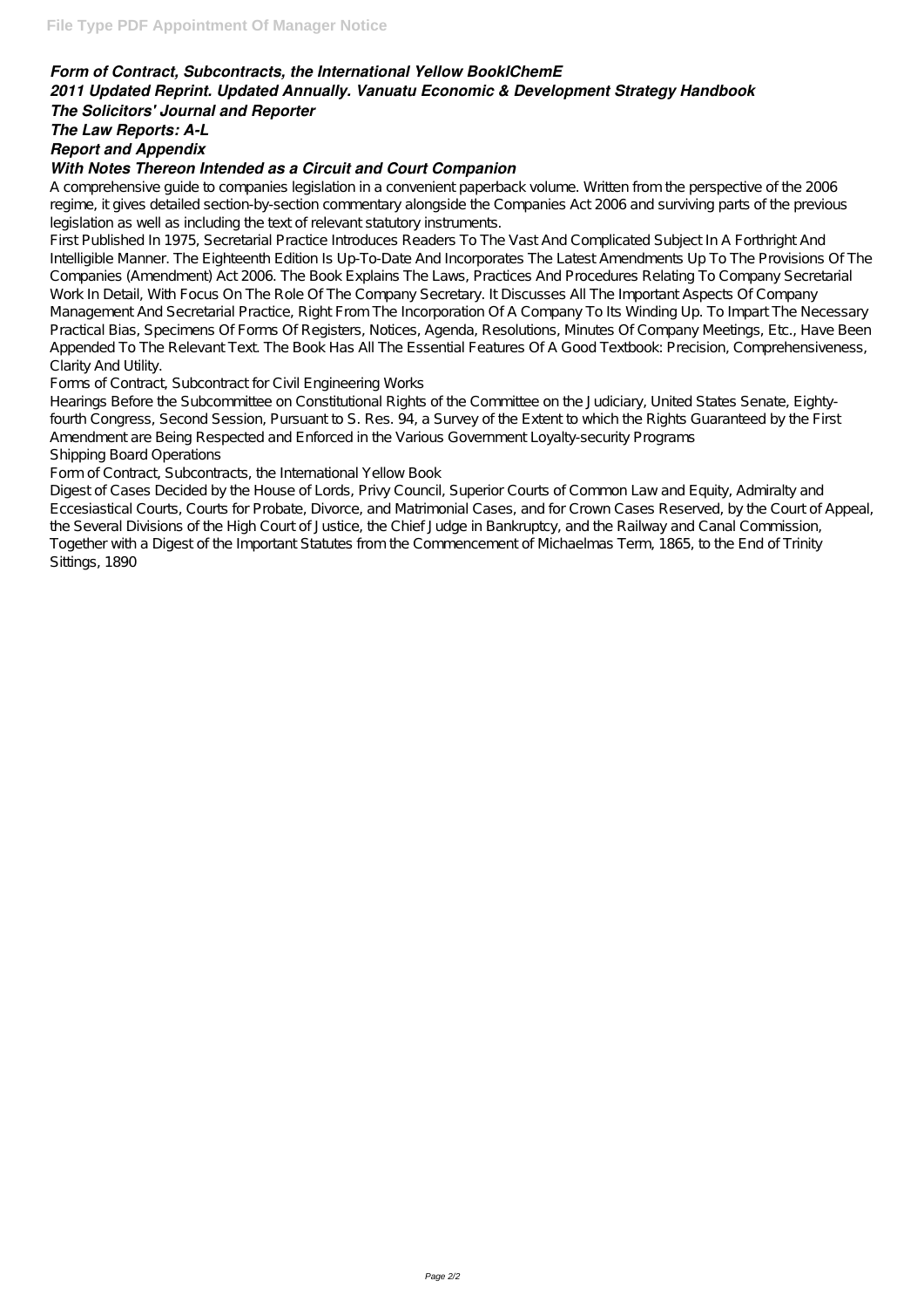***Form of Contract, Subcontracts, the International Yellow BookIChemE***
***2011 Updated Reprint. Updated Annually. Vanuatu Economic & Development Strategy Handbook***
***The Solicitors' Journal and Reporter***
***The Law Reports: A-L***
***Report and Appendix***
***With Notes Thereon Intended as a Circuit and Court Companion***

A comprehensive guide to companies legislation in a convenient paperback volume. Written from the perspective of the 2006 regime, it gives detailed section-by-section commentary alongside the Companies Act 2006 and surviving parts of the previous legislation as well as including the text of relevant statutory instruments.

First Published In 1975, Secretarial Practice Introduces Readers To The Vast And Complicated Subject In A Forthright And Intelligible Manner. The Eighteenth Edition Is Up-To-Date And Incorporates The Latest Amendments Up To The Provisions Of The Companies (Amendment) Act 2006. The Book Explains The Laws, Practices And Procedures Relating To Company Secretarial Work In Detail, With Focus On The Role Of The Company Secretary. It Discusses All The Important Aspects Of Company Management And Secretarial Practice, Right From The Incorporation Of A Company To Its Winding Up. To Impart The Necessary Practical Bias, Specimens Of Forms Of Registers, Notices, Agenda, Resolutions, Minutes Of Company Meetings, Etc., Have Been Appended To The Relevant Text. The Book Has All The Essential Features Of A Good Textbook: Precision, Comprehensiveness, Clarity And Utility.

Forms of Contract, Subcontract for Civil Engineering Works

Hearings Before the Subcommittee on Constitutional Rights of the Committee on the Judiciary, United States Senate, Eighty-fourth Congress, Second Session, Pursuant to S. Res. 94, a Survey of the Extent to which the Rights Guaranteed by the First Amendment are Being Respected and Enforced in the Various Government Loyalty-security Programs

Shipping Board Operations

Form of Contract, Subcontracts, the International Yellow Book

Digest of Cases Decided by the House of Lords, Privy Council, Superior Courts of Common Law and Equity, Admiralty and Eccesiastical Courts, Courts for Probate, Divorce, and Matrimonial Cases, and for Crown Cases Reserved, by the Court of Appeal, the Several Divisions of the High Court of Justice, the Chief Judge in Bankruptcy, and the Railway and Canal Commission, Together with a Digest of the Important Statutes from the Commencement of Michaelmas Term, 1865, to the End of Trinity Sittings, 1890